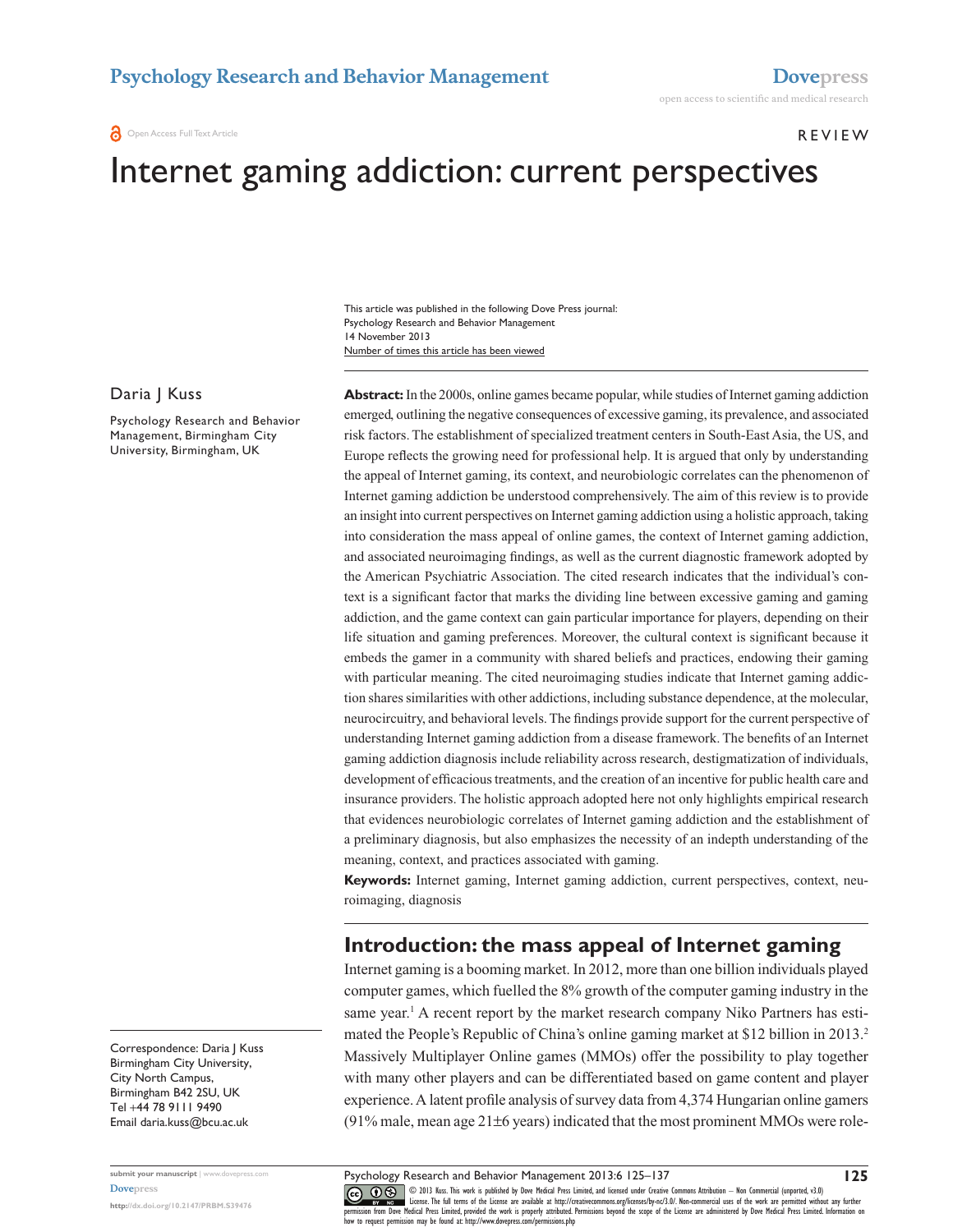Open Access Full Text Article

REVIEW

# Internet gaming addiction: current perspectives

This article was published in the following Dove Press journal:
Psychology Research and Behavior Management
14 November 2013
Number of times this article has been viewed

Daria J Kuss

Psychology Research and Behavior Management, Birmingham City University, Birmingham, UK

Correspondence: Daria J Kuss
Birmingham City University,
City North Campus,
Birmingham B42 2SU, UK
Tel +44 78 9111 9490
Email daria.kuss@bcu.ac.uk

**Abstract:** In the 2000s, online games became popular, while studies of Internet gaming addiction emerged, outlining the negative consequences of excessive gaming, its prevalence, and associated risk factors. The establishment of specialized treatment centers in South-East Asia, the US, and Europe reflects the growing need for professional help. It is argued that only by understanding the appeal of Internet gaming, its context, and neurobiologic correlates can the phenomenon of Internet gaming addiction be understood comprehensively. The aim of this review is to provide an insight into current perspectives on Internet gaming addiction using a holistic approach, taking into consideration the mass appeal of online games, the context of Internet gaming addiction, and associated neuroimaging findings, as well as the current diagnostic framework adopted by the American Psychiatric Association. The cited research indicates that the individual's context is a significant factor that marks the dividing line between excessive gaming and gaming addiction, and the game context can gain particular importance for players, depending on their life situation and gaming preferences. Moreover, the cultural context is significant because it embeds the gamer in a community with shared beliefs and practices, endowing their gaming with particular meaning. The cited neuroimaging studies indicate that Internet gaming addiction shares similarities with other addictions, including substance dependence, at the molecular, neurocircuitry, and behavioral levels. The findings provide support for the current perspective of understanding Internet gaming addiction from a disease framework. The benefits of an Internet gaming addiction diagnosis include reliability across research, destigmatization of individuals, development of efficacious treatments, and the creation of an incentive for public health care and insurance providers. The holistic approach adopted here not only highlights empirical research that evidences neurobiologic correlates of Internet gaming addiction and the establishment of a preliminary diagnosis, but also emphasizes the necessity of an indepth understanding of the meaning, context, and practices associated with gaming.

**Keywords:** Internet gaming, Internet gaming addiction, current perspectives, context, neuroimaging, diagnosis

## Introduction: the mass appeal of Internet gaming

Internet gaming is a booming market. In 2012, more than one billion individuals played computer games, which fuelled the 8% growth of the computer gaming industry in the same year.[1] A recent report by the market research company Niko Partners has estimated the People's Republic of China's online gaming market at $12 billion in 2013.[2] Massively Multiplayer Online games (MMOs) offer the possibility to play together with many other players and can be differentiated based on game content and player experience. A latent profile analysis of survey data from 4,374 Hungarian online gamers (91% male, mean age 21±6 years) indicated that the most prominent MMOs were role-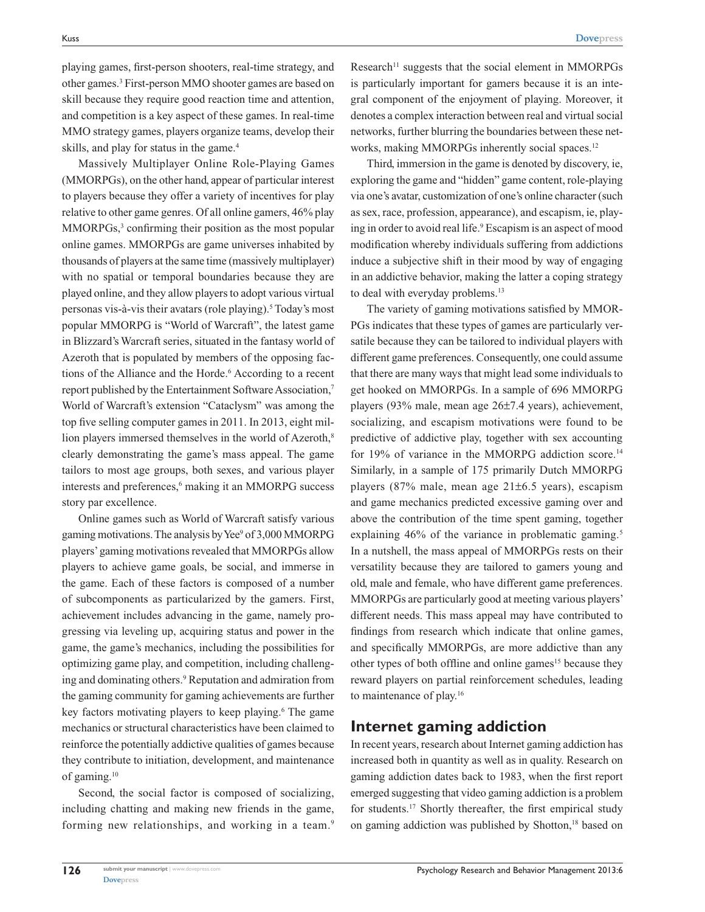playing games, first-person shooters, real-time strategy, and other games.[3] First-person MMO shooter games are based on skill because they require good reaction time and attention, and competition is a key aspect of these games. In real-time MMO strategy games, players organize teams, develop their skills, and play for status in the game.[4]

Massively Multiplayer Online Role-Playing Games (MMORPGs), on the other hand, appear of particular interest to players because they offer a variety of incentives for play relative to other game genres. Of all online gamers, 46% play MMORPGs,[3] confirming their position as the most popular online games. MMORPGs are game universes inhabited by thousands of players at the same time (massively multiplayer) with no spatial or temporal boundaries because they are played online, and they allow players to adopt various virtual personas vis-à-vis their avatars (role playing).[5] Today's most popular MMORPG is "World of Warcraft", the latest game in Blizzard's Warcraft series, situated in the fantasy world of Azeroth that is populated by members of the opposing factions of the Alliance and the Horde.[6] According to a recent report published by the Entertainment Software Association,[7] World of Warcraft's extension "Cataclysm" was among the top five selling computer games in 2011. In 2013, eight million players immersed themselves in the world of Azeroth,[8] clearly demonstrating the game's mass appeal. The game tailors to most age groups, both sexes, and various player interests and preferences,[6] making it an MMORPG success story par excellence.

Online games such as World of Warcraft satisfy various gaming motivations. The analysis by Yee[9] of 3,000 MMORPG players' gaming motivations revealed that MMORPGs allow players to achieve game goals, be social, and immerse in the game. Each of these factors is composed of a number of subcomponents as particularized by the gamers. First, achievement includes advancing in the game, namely progressing via leveling up, acquiring status and power in the game, the game's mechanics, including the possibilities for optimizing game play, and competition, including challenging and dominating others.[9] Reputation and admiration from the gaming community for gaming achievements are further key factors motivating players to keep playing.[6] The game mechanics or structural characteristics have been claimed to reinforce the potentially addictive qualities of games because they contribute to initiation, development, and maintenance of gaming.[10]

Second, the social factor is composed of socializing, including chatting and making new friends in the game, forming new relationships, and working in a team.[9] Research[11] suggests that the social element in MMORPGs is particularly important for gamers because it is an integral component of the enjoyment of playing. Moreover, it denotes a complex interaction between real and virtual social networks, further blurring the boundaries between these networks, making MMORPGs inherently social spaces.[12]

Third, immersion in the game is denoted by discovery, ie, exploring the game and "hidden" game content, role-playing via one's avatar, customization of one's online character (such as sex, race, profession, appearance), and escapism, ie, playing in order to avoid real life.[9] Escapism is an aspect of mood modification whereby individuals suffering from addictions induce a subjective shift in their mood by way of engaging in an addictive behavior, making the latter a coping strategy to deal with everyday problems.[13]

The variety of gaming motivations satisfied by MMORPGs indicates that these types of games are particularly versatile because they can be tailored to individual players with different game preferences. Consequently, one could assume that there are many ways that might lead some individuals to get hooked on MMORPGs. In a sample of 696 MMORPG players (93% male, mean age 26±7.4 years), achievement, socializing, and escapism motivations were found to be predictive of addictive play, together with sex accounting for 19% of variance in the MMORPG addiction score.[14] Similarly, in a sample of 175 primarily Dutch MMORPG players (87% male, mean age 21±6.5 years), escapism and game mechanics predicted excessive gaming over and above the contribution of the time spent gaming, together explaining 46% of the variance in problematic gaming.[5] In a nutshell, the mass appeal of MMORPGs rests on their versatility because they are tailored to gamers young and old, male and female, who have different game preferences. MMORPGs are particularly good at meeting various players' different needs. This mass appeal may have contributed to findings from research which indicate that online games, and specifically MMORPGs, are more addictive than any other types of both offline and online games[15] because they reward players on partial reinforcement schedules, leading to maintenance of play.[16]

## Internet gaming addiction

In recent years, research about Internet gaming addiction has increased both in quantity as well as in quality. Research on gaming addiction dates back to 1983, when the first report emerged suggesting that video gaming addiction is a problem for students.[17] Shortly thereafter, the first empirical study on gaming addiction was published by Shotton,[18] based on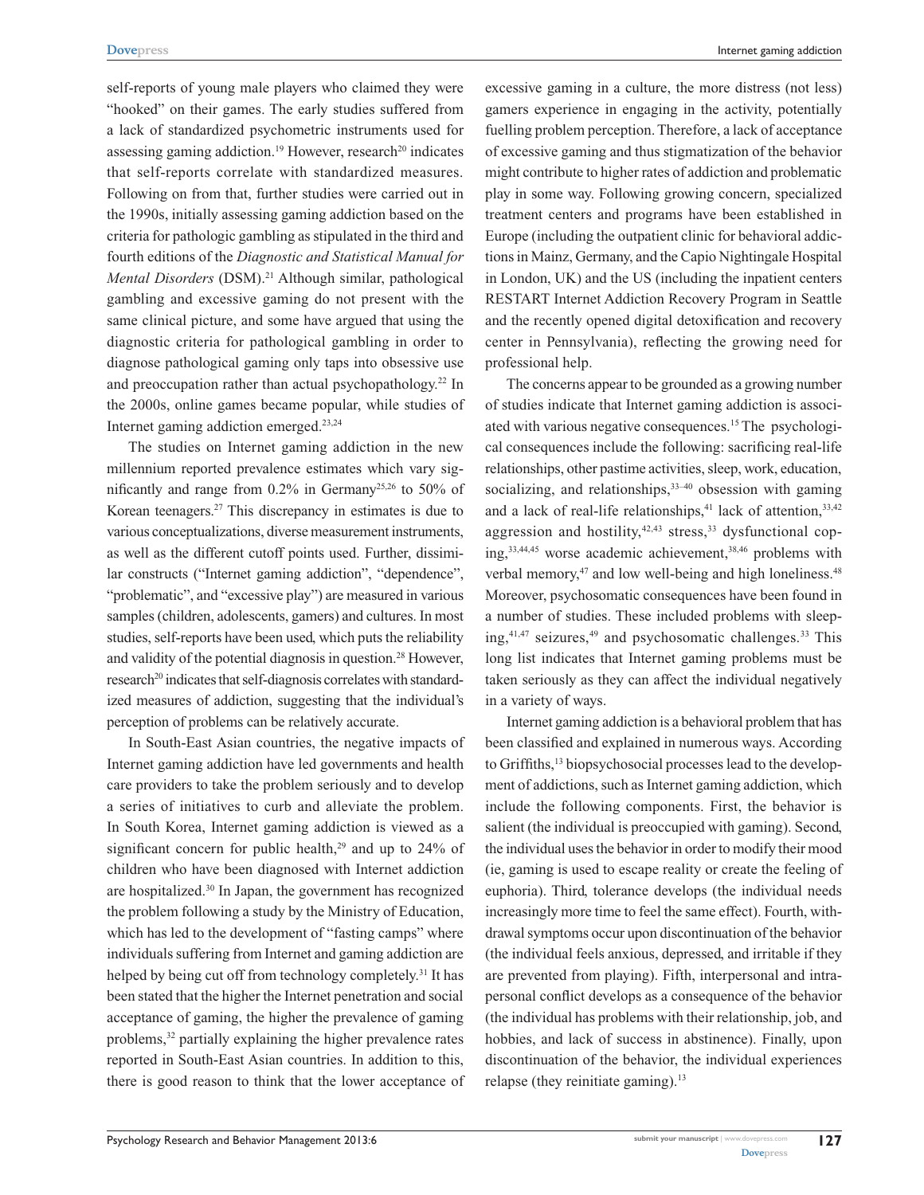self-reports of young male players who claimed they were "hooked" on their games. The early studies suffered from a lack of standardized psychometric instruments used for assessing gaming addiction.[19] However, research[20] indicates that self-reports correlate with standardized measures. Following on from that, further studies were carried out in the 1990s, initially assessing gaming addiction based on the criteria for pathologic gambling as stipulated in the third and fourth editions of the *Diagnostic and Statistical Manual for Mental Disorders* (DSM).[21] Although similar, pathological gambling and excessive gaming do not present with the same clinical picture, and some have argued that using the diagnostic criteria for pathological gambling in order to diagnose pathological gaming only taps into obsessive use and preoccupation rather than actual psychopathology.[22] In the 2000s, online games became popular, while studies of Internet gaming addiction emerged.[23,24]

The studies on Internet gaming addiction in the new millennium reported prevalence estimates which vary significantly and range from 0.2% in Germany[25,26] to 50% of Korean teenagers.[27] This discrepancy in estimates is due to various conceptualizations, diverse measurement instruments, as well as the different cutoff points used. Further, dissimilar constructs ("Internet gaming addiction", "dependence", "problematic", and "excessive play") are measured in various samples (children, adolescents, gamers) and cultures. In most studies, self-reports have been used, which puts the reliability and validity of the potential diagnosis in question.[28] However, research[20] indicates that self-diagnosis correlates with standardized measures of addiction, suggesting that the individual's perception of problems can be relatively accurate.

In South-East Asian countries, the negative impacts of Internet gaming addiction have led governments and health care providers to take the problem seriously and to develop a series of initiatives to curb and alleviate the problem. In South Korea, Internet gaming addiction is viewed as a significant concern for public health,[29] and up to 24% of children who have been diagnosed with Internet addiction are hospitalized.[30] In Japan, the government has recognized the problem following a study by the Ministry of Education, which has led to the development of "fasting camps" where individuals suffering from Internet and gaming addiction are helped by being cut off from technology completely.[31] It has been stated that the higher the Internet penetration and social acceptance of gaming, the higher the prevalence of gaming problems,[32] partially explaining the higher prevalence rates reported in South-East Asian countries. In addition to this, there is good reason to think that the lower acceptance of excessive gaming in a culture, the more distress (not less) gamers experience in engaging in the activity, potentially fuelling problem perception. Therefore, a lack of acceptance of excessive gaming and thus stigmatization of the behavior might contribute to higher rates of addiction and problematic play in some way. Following growing concern, specialized treatment centers and programs have been established in Europe (including the outpatient clinic for behavioral addictions in Mainz, Germany, and the Capio Nightingale Hospital in London, UK) and the US (including the inpatient centers RESTART Internet Addiction Recovery Program in Seattle and the recently opened digital detoxification and recovery center in Pennsylvania), reflecting the growing need for professional help.

The concerns appear to be grounded as a growing number of studies indicate that Internet gaming addiction is associated with various negative consequences.[15] The psychological consequences include the following: sacrificing real-life relationships, other pastime activities, sleep, work, education, socializing, and relationships,[33–40] obsession with gaming and a lack of real-life relationships,[41] lack of attention,[33,42] aggression and hostility,[42,43] stress,[33] dysfunctional coping,[33,44,45] worse academic achievement,[38,46] problems with verbal memory,[47] and low well-being and high loneliness.[48] Moreover, psychosomatic consequences have been found in a number of studies. These included problems with sleeping,[41,47] seizures,[49] and psychosomatic challenges.[33] This long list indicates that Internet gaming problems must be taken seriously as they can affect the individual negatively in a variety of ways.

Internet gaming addiction is a behavioral problem that has been classified and explained in numerous ways. According to Griffiths,[13] biopsychosocial processes lead to the development of addictions, such as Internet gaming addiction, which include the following components. First, the behavior is salient (the individual is preoccupied with gaming). Second, the individual uses the behavior in order to modify their mood (ie, gaming is used to escape reality or create the feeling of euphoria). Third, tolerance develops (the individual needs increasingly more time to feel the same effect). Fourth, withdrawal symptoms occur upon discontinuation of the behavior (the individual feels anxious, depressed, and irritable if they are prevented from playing). Fifth, interpersonal and intrapersonal conflict develops as a consequence of the behavior (the individual has problems with their relationship, job, and hobbies, and lack of success in abstinence). Finally, upon discontinuation of the behavior, the individual experiences relapse (they reinitiate gaming).[13]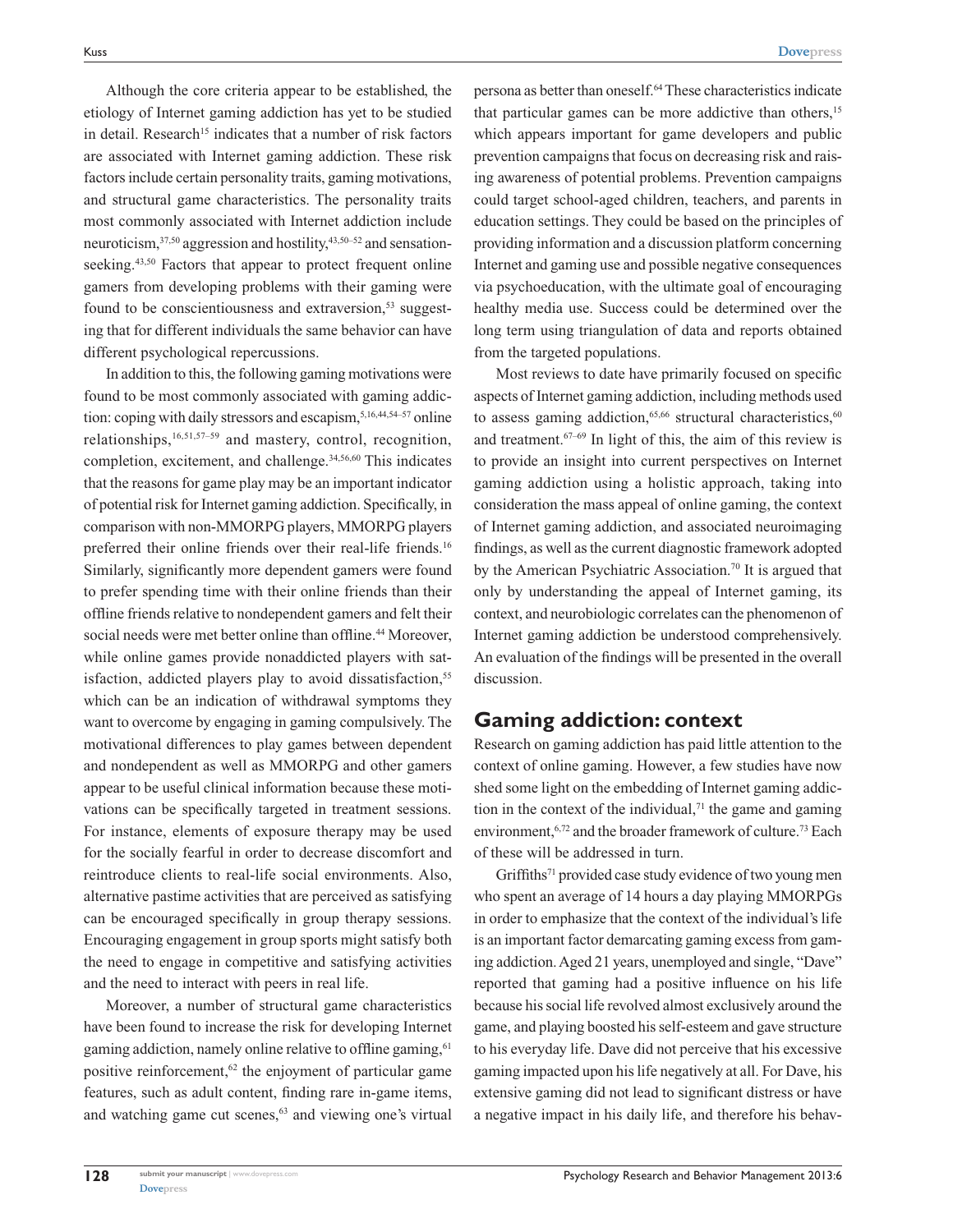Although the core criteria appear to be established, the etiology of Internet gaming addiction has yet to be studied in detail. Research[15] indicates that a number of risk factors are associated with Internet gaming addiction. These risk factors include certain personality traits, gaming motivations, and structural game characteristics. The personality traits most commonly associated with Internet addiction include neuroticism,[37,50] aggression and hostility,[43,50–52] and sensation-seeking.[43,50] Factors that appear to protect frequent online gamers from developing problems with their gaming were found to be conscientiousness and extraversion,[53] suggesting that for different individuals the same behavior can have different psychological repercussions.

In addition to this, the following gaming motivations were found to be most commonly associated with gaming addiction: coping with daily stressors and escapism,[5,16,44,54–57] online relationships,[16,51,57–59] and mastery, control, recognition, completion, excitement, and challenge.[34,56,60] This indicates that the reasons for game play may be an important indicator of potential risk for Internet gaming addiction. Specifically, in comparison with non-MMORPG players, MMORPG players preferred their online friends over their real-life friends.[16] Similarly, significantly more dependent gamers were found to prefer spending time with their online friends than their offline friends relative to nondependent gamers and felt their social needs were met better online than offline.[44] Moreover, while online games provide nonaddicted players with satisfaction, addicted players play to avoid dissatisfaction,[55] which can be an indication of withdrawal symptoms they want to overcome by engaging in gaming compulsively. The motivational differences to play games between dependent and nondependent as well as MMORPG and other gamers appear to be useful clinical information because these motivations can be specifically targeted in treatment sessions. For instance, elements of exposure therapy may be used for the socially fearful in order to decrease discomfort and reintroduce clients to real-life social environments. Also, alternative pastime activities that are perceived as satisfying can be encouraged specifically in group therapy sessions. Encouraging engagement in group sports might satisfy both the need to engage in competitive and satisfying activities and the need to interact with peers in real life.

Moreover, a number of structural game characteristics have been found to increase the risk for developing Internet gaming addiction, namely online relative to offline gaming,[61] positive reinforcement,[62] the enjoyment of particular game features, such as adult content, finding rare in-game items, and watching game cut scenes,[63] and viewing one's virtual persona as better than oneself.[64] These characteristics indicate that particular games can be more addictive than others,[15] which appears important for game developers and public prevention campaigns that focus on decreasing risk and raising awareness of potential problems. Prevention campaigns could target school-aged children, teachers, and parents in education settings. They could be based on the principles of providing information and a discussion platform concerning Internet and gaming use and possible negative consequences via psychoeducation, with the ultimate goal of encouraging healthy media use. Success could be determined over the long term using triangulation of data and reports obtained from the targeted populations.

Most reviews to date have primarily focused on specific aspects of Internet gaming addiction, including methods used to assess gaming addiction,[65,66] structural characteristics,[60] and treatment.[67–69] In light of this, the aim of this review is to provide an insight into current perspectives on Internet gaming addiction using a holistic approach, taking into consideration the mass appeal of online gaming, the context of Internet gaming addiction, and associated neuroimaging findings, as well as the current diagnostic framework adopted by the American Psychiatric Association.[70] It is argued that only by understanding the appeal of Internet gaming, its context, and neurobiologic correlates can the phenomenon of Internet gaming addiction be understood comprehensively. An evaluation of the findings will be presented in the overall discussion.

## Gaming addiction: context

Research on gaming addiction has paid little attention to the context of online gaming. However, a few studies have now shed some light on the embedding of Internet gaming addiction in the context of the individual,[71] the game and gaming environment,[6,72] and the broader framework of culture.[73] Each of these will be addressed in turn.

Griffiths[71] provided case study evidence of two young men who spent an average of 14 hours a day playing MMORPGs in order to emphasize that the context of the individual's life is an important factor demarcating gaming excess from gaming addiction. Aged 21 years, unemployed and single, "Dave" reported that gaming had a positive influence on his life because his social life revolved almost exclusively around the game, and playing boosted his self-esteem and gave structure to his everyday life. Dave did not perceive that his excessive gaming impacted upon his life negatively at all. For Dave, his extensive gaming did not lead to significant distress or have a negative impact in his daily life, and therefore his behav-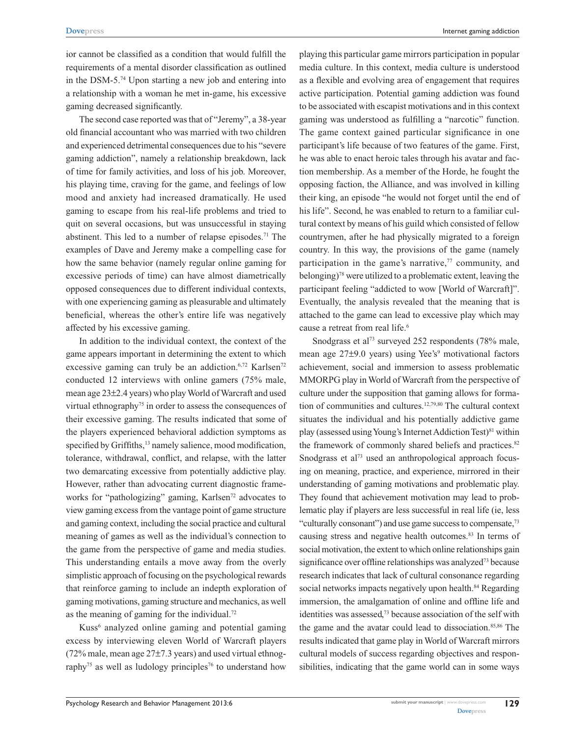ior cannot be classified as a condition that would fulfill the requirements of a mental disorder classification as outlined in the DSM-5.[74] Upon starting a new job and entering into a relationship with a woman he met in-game, his excessive gaming decreased significantly.

The second case reported was that of "Jeremy", a 38-year old financial accountant who was married with two children and experienced detrimental consequences due to his "severe gaming addiction", namely a relationship breakdown, lack of time for family activities, and loss of his job. Moreover, his playing time, craving for the game, and feelings of low mood and anxiety had increased dramatically. He used gaming to escape from his real-life problems and tried to quit on several occasions, but was unsuccessful in staying abstinent. This led to a number of relapse episodes.[71] The examples of Dave and Jeremy make a compelling case for how the same behavior (namely regular online gaming for excessive periods of time) can have almost diametrically opposed consequences due to different individual contexts, with one experiencing gaming as pleasurable and ultimately beneficial, whereas the other's entire life was negatively affected by his excessive gaming.

In addition to the individual context, the context of the game appears important in determining the extent to which excessive gaming can truly be an addiction.[6,72] Karlsen[72] conducted 12 interviews with online gamers (75% male, mean age 23±2.4 years) who play World of Warcraft and used virtual ethnography[75] in order to assess the consequences of their excessive gaming. The results indicated that some of the players experienced behavioral addiction symptoms as specified by Griffiths,[13] namely salience, mood modification, tolerance, withdrawal, conflict, and relapse, with the latter two demarcating excessive from potentially addictive play. However, rather than advocating current diagnostic frameworks for "pathologizing" gaming, Karlsen[72] advocates to view gaming excess from the vantage point of game structure and gaming context, including the social practice and cultural meaning of games as well as the individual's connection to the game from the perspective of game and media studies. This understanding entails a move away from the overly simplistic approach of focusing on the psychological rewards that reinforce gaming to include an indepth exploration of gaming motivations, gaming structure and mechanics, as well as the meaning of gaming for the individual.[72]

Kuss[6] analyzed online gaming and potential gaming excess by interviewing eleven World of Warcraft players (72% male, mean age 27±7.3 years) and used virtual ethnography[75] as well as ludology principles[76] to understand how playing this particular game mirrors participation in popular media culture. In this context, media culture is understood as a flexible and evolving area of engagement that requires active participation. Potential gaming addiction was found to be associated with escapist motivations and in this context gaming was understood as fulfilling a "narcotic" function. The game context gained particular significance in one participant's life because of two features of the game. First, he was able to enact heroic tales through his avatar and faction membership. As a member of the Horde, he fought the opposing faction, the Alliance, and was involved in killing their king, an episode "he would not forget until the end of his life". Second, he was enabled to return to a familiar cultural context by means of his guild which consisted of fellow countrymen, after he had physically migrated to a foreign country. In this way, the provisions of the game (namely participation in the game's narrative,[77] community, and belonging)[78] were utilized to a problematic extent, leaving the participant feeling "addicted to wow [World of Warcraft]". Eventually, the analysis revealed that the meaning that is attached to the game can lead to excessive play which may cause a retreat from real life.[6]

Snodgrass et al[73] surveyed 252 respondents (78% male, mean age 27±9.0 years) using Yee's[9] motivational factors achievement, social and immersion to assess problematic MMORPG play in World of Warcraft from the perspective of culture under the supposition that gaming allows for formation of communities and cultures.[12,79,80] The cultural context situates the individual and his potentially addictive game play (assessed using Young's Internet Addiction Test)[81] within the framework of commonly shared beliefs and practices.[82] Snodgrass et al[73] used an anthropological approach focusing on meaning, practice, and experience, mirrored in their understanding of gaming motivations and problematic play. They found that achievement motivation may lead to problematic play if players are less successful in real life (ie, less "culturally consonant") and use game success to compensate,[73] causing stress and negative health outcomes.[83] In terms of social motivation, the extent to which online relationships gain significance over offline relationships was analyzed[73] because research indicates that lack of cultural consonance regarding social networks impacts negatively upon health.[84] Regarding immersion, the amalgamation of online and offline life and identities was assessed,[73] because association of the self with the game and the avatar could lead to dissociation.[85,86] The results indicated that game play in World of Warcraft mirrors cultural models of success regarding objectives and responsibilities, indicating that the game world can in some ways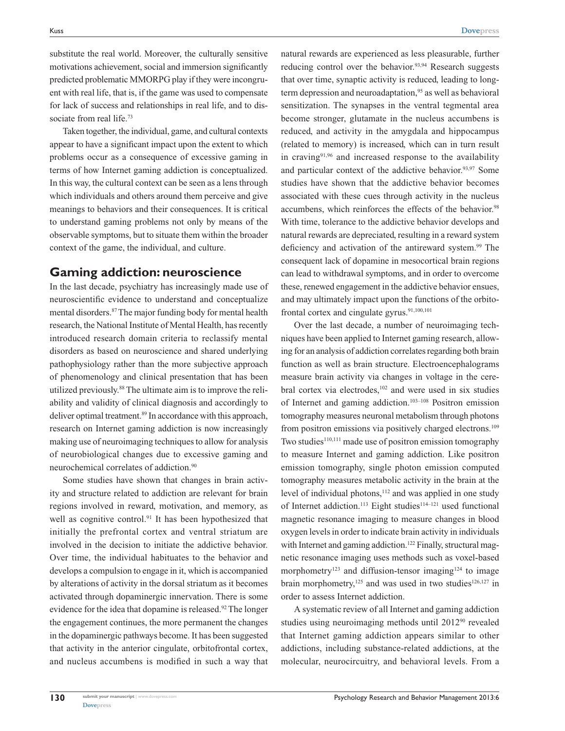substitute the real world. Moreover, the culturally sensitive motivations achievement, social and immersion significantly predicted problematic MMORPG play if they were incongruent with real life, that is, if the game was used to compensate for lack of success and relationships in real life, and to dissociate from real life.[73]

Taken together, the individual, game, and cultural contexts appear to have a significant impact upon the extent to which problems occur as a consequence of excessive gaming in terms of how Internet gaming addiction is conceptualized. In this way, the cultural context can be seen as a lens through which individuals and others around them perceive and give meanings to behaviors and their consequences. It is critical to understand gaming problems not only by means of the observable symptoms, but to situate them within the broader context of the game, the individual, and culture.

## Gaming addiction: neuroscience

In the last decade, psychiatry has increasingly made use of neuroscientific evidence to understand and conceptualize mental disorders.[87] The major funding body for mental health research, the National Institute of Mental Health, has recently introduced research domain criteria to reclassify mental disorders as based on neuroscience and shared underlying pathophysiology rather than the more subjective approach of phenomenology and clinical presentation that has been utilized previously.[88] The ultimate aim is to improve the reliability and validity of clinical diagnosis and accordingly to deliver optimal treatment.[89] In accordance with this approach, research on Internet gaming addiction is now increasingly making use of neuroimaging techniques to allow for analysis of neurobiological changes due to excessive gaming and neurochemical correlates of addiction.[90]

Some studies have shown that changes in brain activity and structure related to addiction are relevant for brain regions involved in reward, motivation, and memory, as well as cognitive control.[91] It has been hypothesized that initially the prefrontal cortex and ventral striatum are involved in the decision to initiate the addictive behavior. Over time, the individual habituates to the behavior and develops a compulsion to engage in it, which is accompanied by alterations of activity in the dorsal striatum as it becomes activated through dopaminergic innervation. There is some evidence for the idea that dopamine is released.[92] The longer the engagement continues, the more permanent the changes in the dopaminergic pathways become. It has been suggested that activity in the anterior cingulate, orbitofrontal cortex, and nucleus accumbens is modified in such a way that natural rewards are experienced as less pleasurable, further reducing control over the behavior.[93,94] Research suggests that over time, synaptic activity is reduced, leading to long-term depression and neuroadaptation,[95] as well as behavioral sensitization. The synapses in the ventral tegmental area become stronger, glutamate in the nucleus accumbens is reduced, and activity in the amygdala and hippocampus (related to memory) is increased, which can in turn result in craving[91,96] and increased response to the availability and particular context of the addictive behavior.[93,97] Some studies have shown that the addictive behavior becomes associated with these cues through activity in the nucleus accumbens, which reinforces the effects of the behavior.[98] With time, tolerance to the addictive behavior develops and natural rewards are depreciated, resulting in a reward system deficiency and activation of the antireward system.[99] The consequent lack of dopamine in mesocortical brain regions can lead to withdrawal symptoms, and in order to overcome these, renewed engagement in the addictive behavior ensues, and may ultimately impact upon the functions of the orbitofrontal cortex and cingulate gyrus.[91,100,101]

Over the last decade, a number of neuroimaging techniques have been applied to Internet gaming research, allowing for an analysis of addiction correlates regarding both brain function as well as brain structure. Electroencephalograms measure brain activity via changes in voltage in the cerebral cortex via electrodes,[102] and were used in six studies of Internet and gaming addiction.[103–108] Positron emission tomography measures neuronal metabolism through photons from positron emissions via positively charged electrons.[109] Two studies[110,111] made use of positron emission tomography to measure Internet and gaming addiction. Like positron emission tomography, single photon emission computed tomography measures metabolic activity in the brain at the level of individual photons,[112] and was applied in one study of Internet addiction.[113] Eight studies[114–121] used functional magnetic resonance imaging to measure changes in blood oxygen levels in order to indicate brain activity in individuals with Internet and gaming addiction.[122] Finally, structural magnetic resonance imaging uses methods such as voxel-based morphometry[123] and diffusion-tensor imaging[124] to image brain morphometry,[125] and was used in two studies[126,127] in order to assess Internet addiction.

A systematic review of all Internet and gaming addiction studies using neuroimaging methods until 2012[90] revealed that Internet gaming addiction appears similar to other addictions, including substance-related addictions, at the molecular, neurocircuitry, and behavioral levels. From a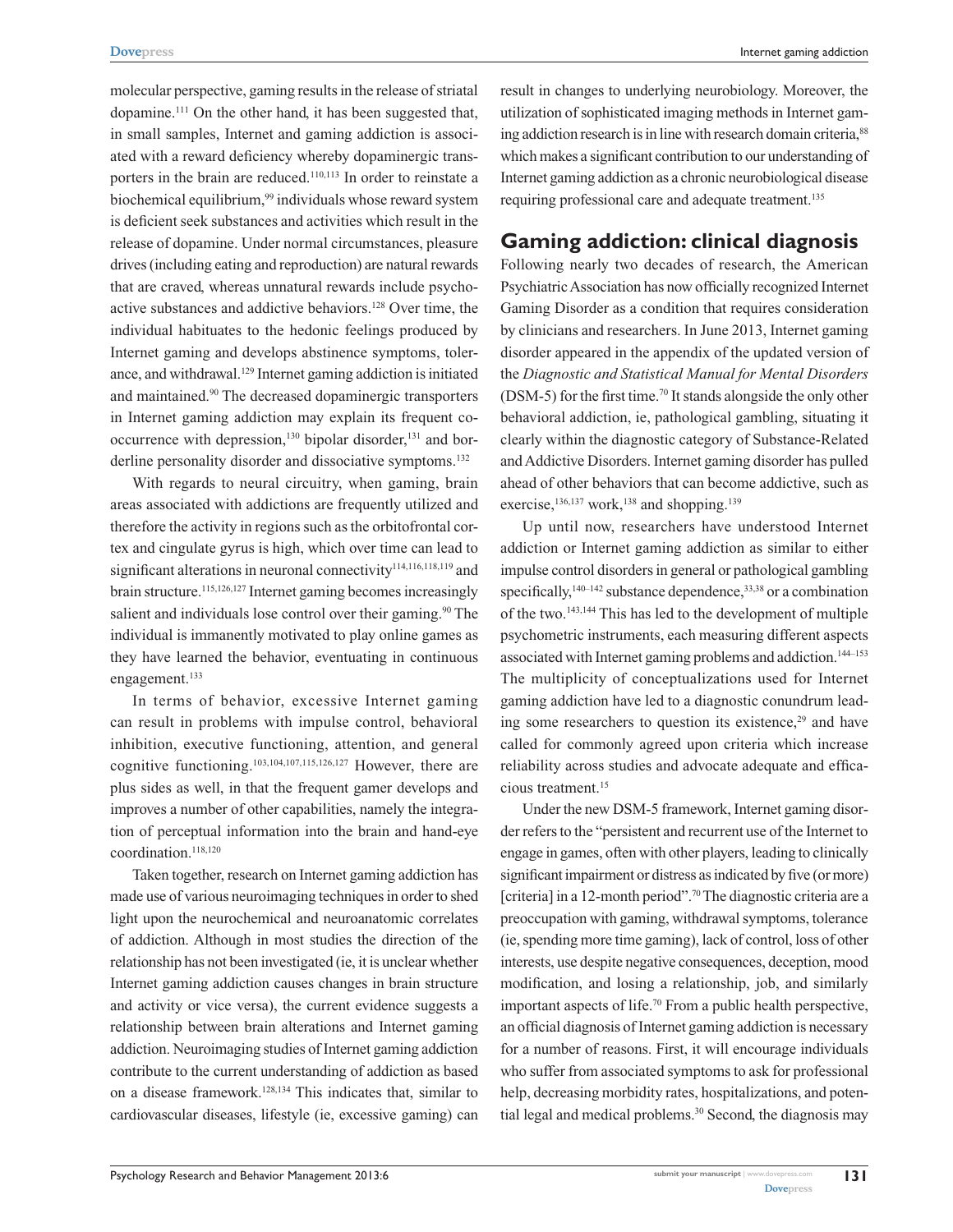molecular perspective, gaming results in the release of striatal dopamine.[111] On the other hand, it has been suggested that, in small samples, Internet and gaming addiction is associated with a reward deficiency whereby dopaminergic transporters in the brain are reduced.[110,113] In order to reinstate a biochemical equilibrium,[99] individuals whose reward system is deficient seek substances and activities which result in the release of dopamine. Under normal circumstances, pleasure drives (including eating and reproduction) are natural rewards that are craved, whereas unnatural rewards include psychoactive substances and addictive behaviors.[128] Over time, the individual habituates to the hedonic feelings produced by Internet gaming and develops abstinence symptoms, tolerance, and withdrawal.[129] Internet gaming addiction is initiated and maintained.[90] The decreased dopaminergic transporters in Internet gaming addiction may explain its frequent co-occurrence with depression,[130] bipolar disorder,[131] and borderline personality disorder and dissociative symptoms.[132]

With regards to neural circuitry, when gaming, brain areas associated with addictions are frequently utilized and therefore the activity in regions such as the orbitofrontal cortex and cingulate gyrus is high, which over time can lead to significant alterations in neuronal connectivity[114,116,118,119] and brain structure.[115,126,127] Internet gaming becomes increasingly salient and individuals lose control over their gaming.[90] The individual is immanently motivated to play online games as they have learned the behavior, eventuating in continuous engagement.[133]

In terms of behavior, excessive Internet gaming can result in problems with impulse control, behavioral inhibition, executive functioning, attention, and general cognitive functioning.[103,104,107,115,126,127] However, there are plus sides as well, in that the frequent gamer develops and improves a number of other capabilities, namely the integration of perceptual information into the brain and hand-eye coordination.[118,120]

Taken together, research on Internet gaming addiction has made use of various neuroimaging techniques in order to shed light upon the neurochemical and neuroanatomic correlates of addiction. Although in most studies the direction of the relationship has not been investigated (ie, it is unclear whether Internet gaming addiction causes changes in brain structure and activity or vice versa), the current evidence suggests a relationship between brain alterations and Internet gaming addiction. Neuroimaging studies of Internet gaming addiction contribute to the current understanding of addiction as based on a disease framework.[128,134] This indicates that, similar to cardiovascular diseases, lifestyle (ie, excessive gaming) can result in changes to underlying neurobiology. Moreover, the utilization of sophisticated imaging methods in Internet gaming addiction research is in line with research domain criteria,[88] which makes a significant contribution to our understanding of Internet gaming addiction as a chronic neurobiological disease requiring professional care and adequate treatment.[135]

## Gaming addiction: clinical diagnosis

Following nearly two decades of research, the American Psychiatric Association has now officially recognized Internet Gaming Disorder as a condition that requires consideration by clinicians and researchers. In June 2013, Internet gaming disorder appeared in the appendix of the updated version of the *Diagnostic and Statistical Manual for Mental Disorders* (DSM-5) for the first time.[70] It stands alongside the only other behavioral addiction, ie, pathological gambling, situating it clearly within the diagnostic category of Substance-Related and Addictive Disorders. Internet gaming disorder has pulled ahead of other behaviors that can become addictive, such as exercise,[136,137] work,[138] and shopping.[139]

Up until now, researchers have understood Internet addiction or Internet gaming addiction as similar to either impulse control disorders in general or pathological gambling specifically,[140–142] substance dependence,[33,38] or a combination of the two.[143,144] This has led to the development of multiple psychometric instruments, each measuring different aspects associated with Internet gaming problems and addiction.[144–153] The multiplicity of conceptualizations used for Internet gaming addiction have led to a diagnostic conundrum leading some researchers to question its existence,[29] and have called for commonly agreed upon criteria which increase reliability across studies and advocate adequate and efficacious treatment.[15]

Under the new DSM-5 framework, Internet gaming disorder refers to the "persistent and recurrent use of the Internet to engage in games, often with other players, leading to clinically significant impairment or distress as indicated by five (or more) [criteria] in a 12-month period".[70] The diagnostic criteria are a preoccupation with gaming, withdrawal symptoms, tolerance (ie, spending more time gaming), lack of control, loss of other interests, use despite negative consequences, deception, mood modification, and losing a relationship, job, and similarly important aspects of life.[70] From a public health perspective, an official diagnosis of Internet gaming addiction is necessary for a number of reasons. First, it will encourage individuals who suffer from associated symptoms to ask for professional help, decreasing morbidity rates, hospitalizations, and potential legal and medical problems.[30] Second, the diagnosis may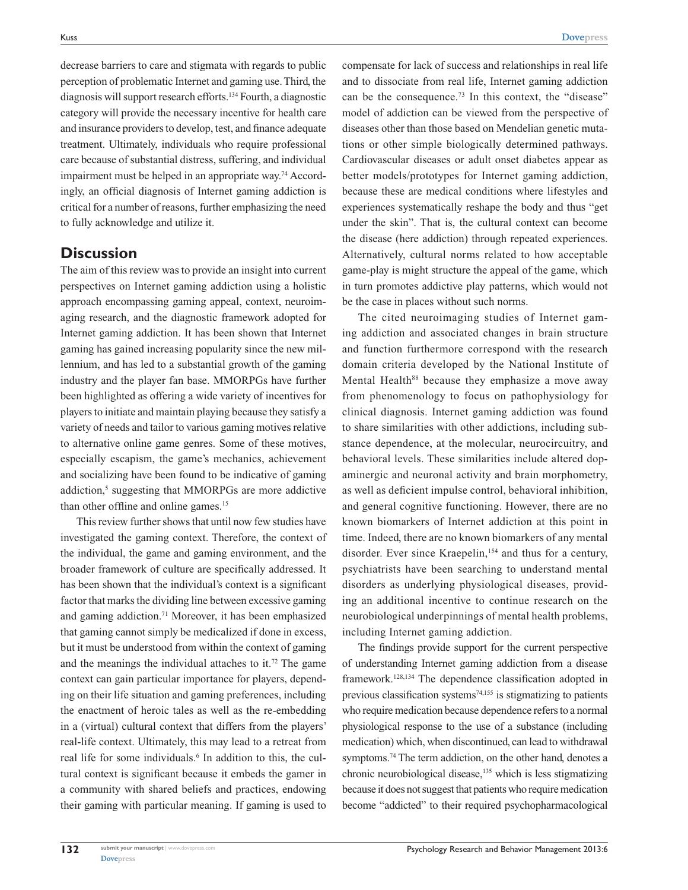decrease barriers to care and stigmata with regards to public perception of problematic Internet and gaming use. Third, the diagnosis will support research efforts.[134] Fourth, a diagnostic category will provide the necessary incentive for health care and insurance providers to develop, test, and finance adequate treatment. Ultimately, individuals who require professional care because of substantial distress, suffering, and individual impairment must be helped in an appropriate way.[74] Accordingly, an official diagnosis of Internet gaming addiction is critical for a number of reasons, further emphasizing the need to fully acknowledge and utilize it.

## Discussion

The aim of this review was to provide an insight into current perspectives on Internet gaming addiction using a holistic approach encompassing gaming appeal, context, neuroimaging research, and the diagnostic framework adopted for Internet gaming addiction. It has been shown that Internet gaming has gained increasing popularity since the new millennium, and has led to a substantial growth of the gaming industry and the player fan base. MMORPGs have further been highlighted as offering a wide variety of incentives for players to initiate and maintain playing because they satisfy a variety of needs and tailor to various gaming motives relative to alternative online game genres. Some of these motives, especially escapism, the game's mechanics, achievement and socializing have been found to be indicative of gaming addiction,[5] suggesting that MMORPGs are more addictive than other offline and online games.[15]

This review further shows that until now few studies have investigated the gaming context. Therefore, the context of the individual, the game and gaming environment, and the broader framework of culture are specifically addressed. It has been shown that the individual's context is a significant factor that marks the dividing line between excessive gaming and gaming addiction.[71] Moreover, it has been emphasized that gaming cannot simply be medicalized if done in excess, but it must be understood from within the context of gaming and the meanings the individual attaches to it.[72] The game context can gain particular importance for players, depending on their life situation and gaming preferences, including the enactment of heroic tales as well as the re-embedding in a (virtual) cultural context that differs from the players' real-life context. Ultimately, this may lead to a retreat from real life for some individuals.[6] In addition to this, the cultural context is significant because it embeds the gamer in a community with shared beliefs and practices, endowing their gaming with particular meaning. If gaming is used to compensate for lack of success and relationships in real life and to dissociate from real life, Internet gaming addiction can be the consequence.[73] In this context, the "disease" model of addiction can be viewed from the perspective of diseases other than those based on Mendelian genetic mutations or other simple biologically determined pathways. Cardiovascular diseases or adult onset diabetes appear as better models/prototypes for Internet gaming addiction, because these are medical conditions where lifestyles and experiences systematically reshape the body and thus "get under the skin". That is, the cultural context can become the disease (here addiction) through repeated experiences. Alternatively, cultural norms related to how acceptable game-play is might structure the appeal of the game, which in turn promotes addictive play patterns, which would not be the case in places without such norms.

The cited neuroimaging studies of Internet gaming addiction and associated changes in brain structure and function furthermore correspond with the research domain criteria developed by the National Institute of Mental Health[88] because they emphasize a move away from phenomenology to focus on pathophysiology for clinical diagnosis. Internet gaming addiction was found to share similarities with other addictions, including substance dependence, at the molecular, neurocircuitry, and behavioral levels. These similarities include altered dopaminergic and neuronal activity and brain morphometry, as well as deficient impulse control, behavioral inhibition, and general cognitive functioning. However, there are no known biomarkers of Internet addiction at this point in time. Indeed, there are no known biomarkers of any mental disorder. Ever since Kraepelin,[154] and thus for a century, psychiatrists have been searching to understand mental disorders as underlying physiological diseases, providing an additional incentive to continue research on the neurobiological underpinnings of mental health problems, including Internet gaming addiction.

The findings provide support for the current perspective of understanding Internet gaming addiction from a disease framework.[128,134] The dependence classification adopted in previous classification systems[74,155] is stigmatizing to patients who require medication because dependence refers to a normal physiological response to the use of a substance (including medication) which, when discontinued, can lead to withdrawal symptoms.[74] The term addiction, on the other hand, denotes a chronic neurobiological disease,[135] which is less stigmatizing because it does not suggest that patients who require medication become "addicted" to their required psychopharmacological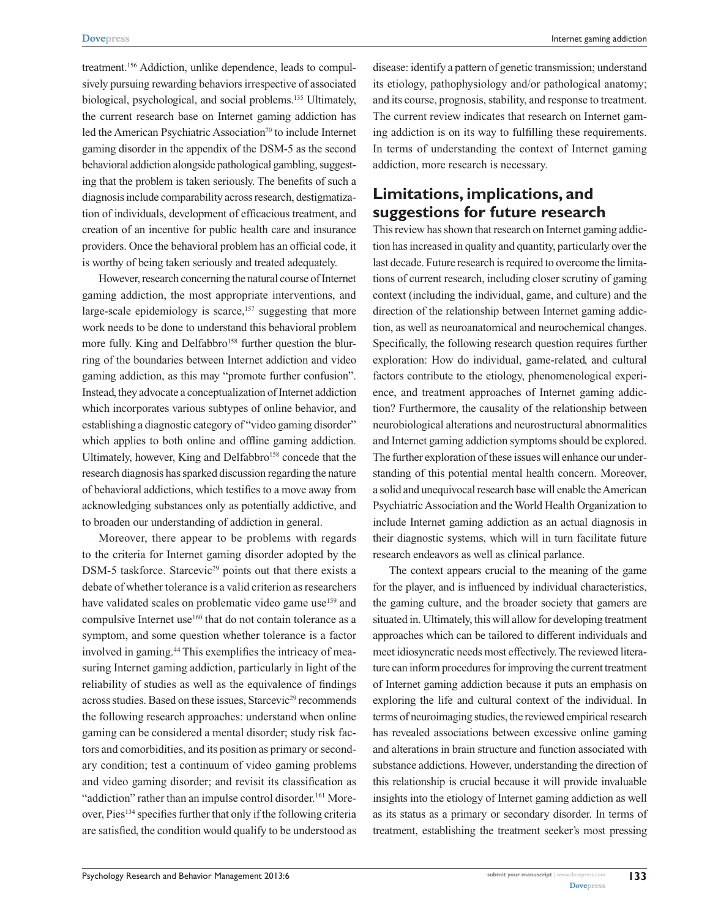treatment.[156] Addiction, unlike dependence, leads to compulsively pursuing rewarding behaviors irrespective of associated biological, psychological, and social problems.[135] Ultimately, the current research base on Internet gaming addiction has led the American Psychiatric Association[70] to include Internet gaming disorder in the appendix of the DSM-5 as the second behavioral addiction alongside pathological gambling, suggesting that the problem is taken seriously. The benefits of such a diagnosis include comparability across research, destigmatization of individuals, development of efficacious treatment, and creation of an incentive for public health care and insurance providers. Once the behavioral problem has an official code, it is worthy of being taken seriously and treated adequately.

However, research concerning the natural course of Internet gaming addiction, the most appropriate interventions, and large-scale epidemiology is scarce,[157] suggesting that more work needs to be done to understand this behavioral problem more fully. King and Delfabbro[158] further question the blurring of the boundaries between Internet addiction and video gaming addiction, as this may "promote further confusion". Instead, they advocate a conceptualization of Internet addiction which incorporates various subtypes of online behavior, and establishing a diagnostic category of "video gaming disorder" which applies to both online and offline gaming addiction. Ultimately, however, King and Delfabbro[158] concede that the research diagnosis has sparked discussion regarding the nature of behavioral addictions, which testifies to a move away from acknowledging substances only as potentially addictive, and to broaden our understanding of addiction in general.

Moreover, there appear to be problems with regards to the criteria for Internet gaming disorder adopted by the DSM-5 taskforce. Starcevic[29] points out that there exists a debate of whether tolerance is a valid criterion as researchers have validated scales on problematic video game use[159] and compulsive Internet use[160] that do not contain tolerance as a symptom, and some question whether tolerance is a factor involved in gaming.[44] This exemplifies the intricacy of measuring Internet gaming addiction, particularly in light of the reliability of studies as well as the equivalence of findings across studies. Based on these issues, Starcevic[29] recommends the following research approaches: understand when online gaming can be considered a mental disorder; study risk factors and comorbidities, and its position as primary or secondary condition; test a continuum of video gaming problems and video gaming disorder; and revisit its classification as "addiction" rather than an impulse control disorder.[161] Moreover, Pies[134] specifies further that only if the following criteria are satisfied, the condition would qualify to be understood as disease: identify a pattern of genetic transmission; understand its etiology, pathophysiology and/or pathological anatomy; and its course, prognosis, stability, and response to treatment. The current review indicates that research on Internet gaming addiction is on its way to fulfilling these requirements. In terms of understanding the context of Internet gaming addiction, more research is necessary.

## Limitations, implications, and suggestions for future research

This review has shown that research on Internet gaming addiction has increased in quality and quantity, particularly over the last decade. Future research is required to overcome the limitations of current research, including closer scrutiny of gaming context (including the individual, game, and culture) and the direction of the relationship between Internet gaming addiction, as well as neuroanatomical and neurochemical changes. Specifically, the following research question requires further exploration: How do individual, game-related, and cultural factors contribute to the etiology, phenomenological experience, and treatment approaches of Internet gaming addiction? Furthermore, the causality of the relationship between neurobiological alterations and neurostructural abnormalities and Internet gaming addiction symptoms should be explored. The further exploration of these issues will enhance our understanding of this potential mental health concern. Moreover, a solid and unequivocal research base will enable the American Psychiatric Association and the World Health Organization to include Internet gaming addiction as an actual diagnosis in their diagnostic systems, which will in turn facilitate future research endeavors as well as clinical parlance.

The context appears crucial to the meaning of the game for the player, and is influenced by individual characteristics, the gaming culture, and the broader society that gamers are situated in. Ultimately, this will allow for developing treatment approaches which can be tailored to different individuals and meet idiosyncratic needs most effectively. The reviewed literature can inform procedures for improving the current treatment of Internet gaming addiction because it puts an emphasis on exploring the life and cultural context of the individual. In terms of neuroimaging studies, the reviewed empirical research has revealed associations between excessive online gaming and alterations in brain structure and function associated with substance addictions. However, understanding the direction of this relationship is crucial because it will provide invaluable insights into the etiology of Internet gaming addiction as well as its status as a primary or secondary disorder. In terms of treatment, establishing the treatment seeker's most pressing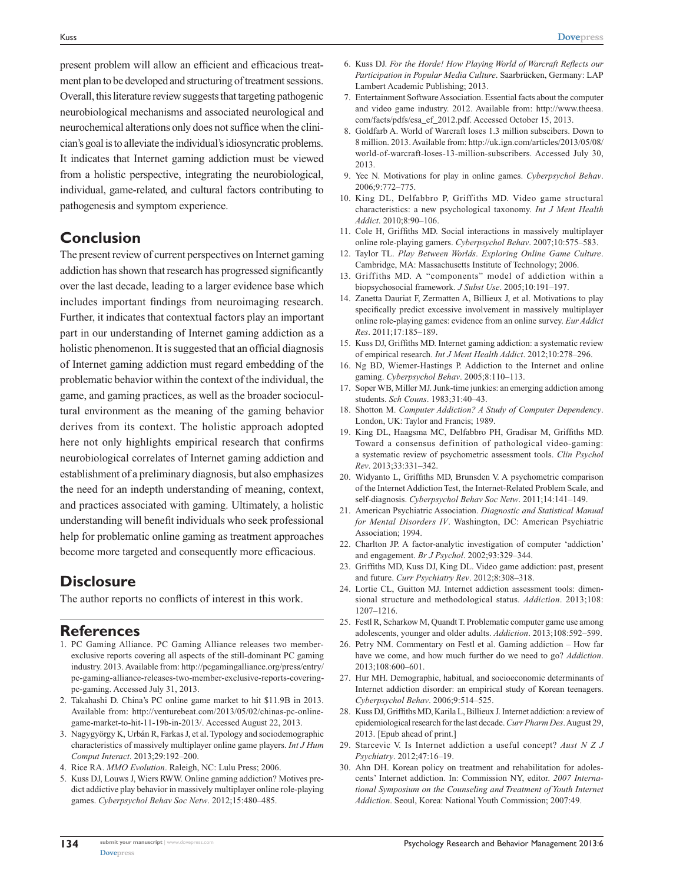present problem will allow an efficient and efficacious treatment plan to be developed and structuring of treatment sessions. Overall, this literature review suggests that targeting pathogenic neurobiological mechanisms and associated neurological and neurochemical alterations only does not suffice when the clinician's goal is to alleviate the individual's idiosyncratic problems. It indicates that Internet gaming addiction must be viewed from a holistic perspective, integrating the neurobiological, individual, game-related, and cultural factors contributing to pathogenesis and symptom experience.

## Conclusion

The present review of current perspectives on Internet gaming addiction has shown that research has progressed significantly over the last decade, leading to a larger evidence base which includes important findings from neuroimaging research. Further, it indicates that contextual factors play an important part in our understanding of Internet gaming addiction as a holistic phenomenon. It is suggested that an official diagnosis of Internet gaming addiction must regard embedding of the problematic behavior within the context of the individual, the game, and gaming practices, as well as the broader sociocultural environment as the meaning of the gaming behavior derives from its context. The holistic approach adopted here not only highlights empirical research that confirms neurobiological correlates of Internet gaming addiction and establishment of a preliminary diagnosis, but also emphasizes the need for an indepth understanding of meaning, context, and practices associated with gaming. Ultimately, a holistic understanding will benefit individuals who seek professional help for problematic online gaming as treatment approaches become more targeted and consequently more efficacious.

## Disclosure

The author reports no conflicts of interest in this work.

## References

1. PC Gaming Alliance. PC Gaming Alliance releases two member-exclusive reports covering all aspects of the still-dominant PC gaming industry. 2013. Available from: http://pcgamingalliance.org/press/entry/pc-gaming-alliance-releases-two-member-exclusive-reports-covering-pc-gaming. Accessed July 31, 2013.
2. Takahashi D. China's PC online game market to hit $11.9B in 2013. Available from: http://venturebeat.com/2013/05/02/chinas-pc-online-game-market-to-hit-11-19b-in-2013/. Accessed August 22, 2013.
3. Nagygyörgy K, Urbán R, Farkas J, et al. Typology and sociodemographic characteristics of massively multiplayer online game players. *Int J Hum Comput Interact*. 2013;29:192–200.
4. Rice RA. *MMO Evolution*. Raleigh, NC: Lulu Press; 2006.
5. Kuss DJ, Louws J, Wiers RWW. Online gaming addiction? Motives predict addictive play behavior in massively multiplayer online role-playing games. *Cyberpsychol Behav Soc Netw*. 2012;15:480–485.
6. Kuss DJ. *For the Horde! How Playing World of Warcraft Reflects our Participation in Popular Media Culture*. Saarbrücken, Germany: LAP Lambert Academic Publishing; 2013.
7. Entertainment Software Association. Essential facts about the computer and video game industry. 2012. Available from: http://www.theesa.com/facts/pdfs/esa_ef_2012.pdf. Accessed October 15, 2013.
8. Goldfarb A. World of Warcraft loses 1.3 million subscibers. Down to 8 million. 2013. Available from: http://uk.ign.com/articles/2013/05/08/world-of-warcraft-loses-13-million-subscribers. Accessed July 30, 2013.
9. Yee N. Motivations for play in online games. *Cyberpsychol Behav*. 2006;9:772–775.
10. King DL, Delfabbro P, Griffiths MD. Video game structural characteristics: a new psychological taxonomy. *Int J Ment Health Addict*. 2010;8:90–106.
11. Cole H, Griffiths MD. Social interactions in massively multiplayer online role-playing gamers. *Cyberpsychol Behav*. 2007;10:575–583.
12. Taylor TL. *Play Between Worlds. Exploring Online Game Culture*. Cambridge, MA: Massachusetts Institute of Technology; 2006.
13. Griffiths MD. A "components" model of addiction within a biopsychosocial framework. *J Subst Use*. 2005;10:191–197.
14. Zanetta Dauriat F, Zermatten A, Billieux J, et al. Motivations to play specifically predict excessive involvement in massively multiplayer online role-playing games: evidence from an online survey. *Eur Addict Res*. 2011;17:185–189.
15. Kuss DJ, Griffiths MD. Internet gaming addiction: a systematic review of empirical research. *Int J Ment Health Addict*. 2012;10:278–296.
16. Ng BD, Wiemer-Hastings P. Addiction to the Internet and online gaming. *Cyberpsychol Behav*. 2005;8:110–113.
17. Soper WB, Miller MJ. Junk-time junkies: an emerging addiction among students. *Sch Couns*. 1983;31:40–43.
18. Shotton M. *Computer Addiction? A Study of Computer Dependency*. London, UK: Taylor and Francis; 1989.
19. King DL, Haagsma MC, Delfabbro PH, Gradisar M, Griffiths MD. Toward a consensus definition of pathological video-gaming: a systematic review of psychometric assessment tools. *Clin Psychol Rev*. 2013;33:331–342.
20. Widyanto L, Griffiths MD, Brunsden V. A psychometric comparison of the Internet Addiction Test, the Internet-Related Problem Scale, and self-diagnosis. *Cyberpsychol Behav Soc Netw*. 2011;14:141–149.
21. American Psychiatric Association. *Diagnostic and Statistical Manual for Mental Disorders IV*. Washington, DC: American Psychiatric Association; 1994.
22. Charlton JP. A factor-analytic investigation of computer 'addiction' and engagement. *Br J Psychol*. 2002;93:329–344.
23. Griffiths MD, Kuss DJ, King DL. Video game addiction: past, present and future. *Curr Psychiatry Rev*. 2012;8:308–318.
24. Lortie CL, Guitton MJ. Internet addiction assessment tools: dimensional structure and methodological status. *Addiction*. 2013;108:1207–1216.
25. Festl R, Scharkow M, Quandt T. Problematic computer game use among adolescents, younger and older adults. *Addiction*. 2013;108:592–599.
26. Petry NM. Commentary on Festl et al. Gaming addiction – How far have we come, and how much further do we need to go? *Addiction*. 2013;108:600–601.
27. Hur MH. Demographic, habitual, and socioeconomic determinants of Internet addiction disorder: an empirical study of Korean teenagers. *Cyberpsychol Behav*. 2006;9:514–525.
28. Kuss DJ, Griffiths MD, Karila L, Billieux J. Internet addiction: a review of epidemiological research for the last decade. *Curr Pharm Des*. August 29, 2013. [Epub ahead of print.]
29. Starcevic V. Is Internet addiction a useful concept? *Aust N Z J Psychiatry*. 2012;47:16–19.
30. Ahn DH. Korean policy on treatment and rehabilitation for adolescents' Internet addiction. In: Commission NY, editor. *2007 International Symposium on the Counseling and Treatment of Youth Internet Addiction*. Seoul, Korea: National Youth Commission; 2007:49.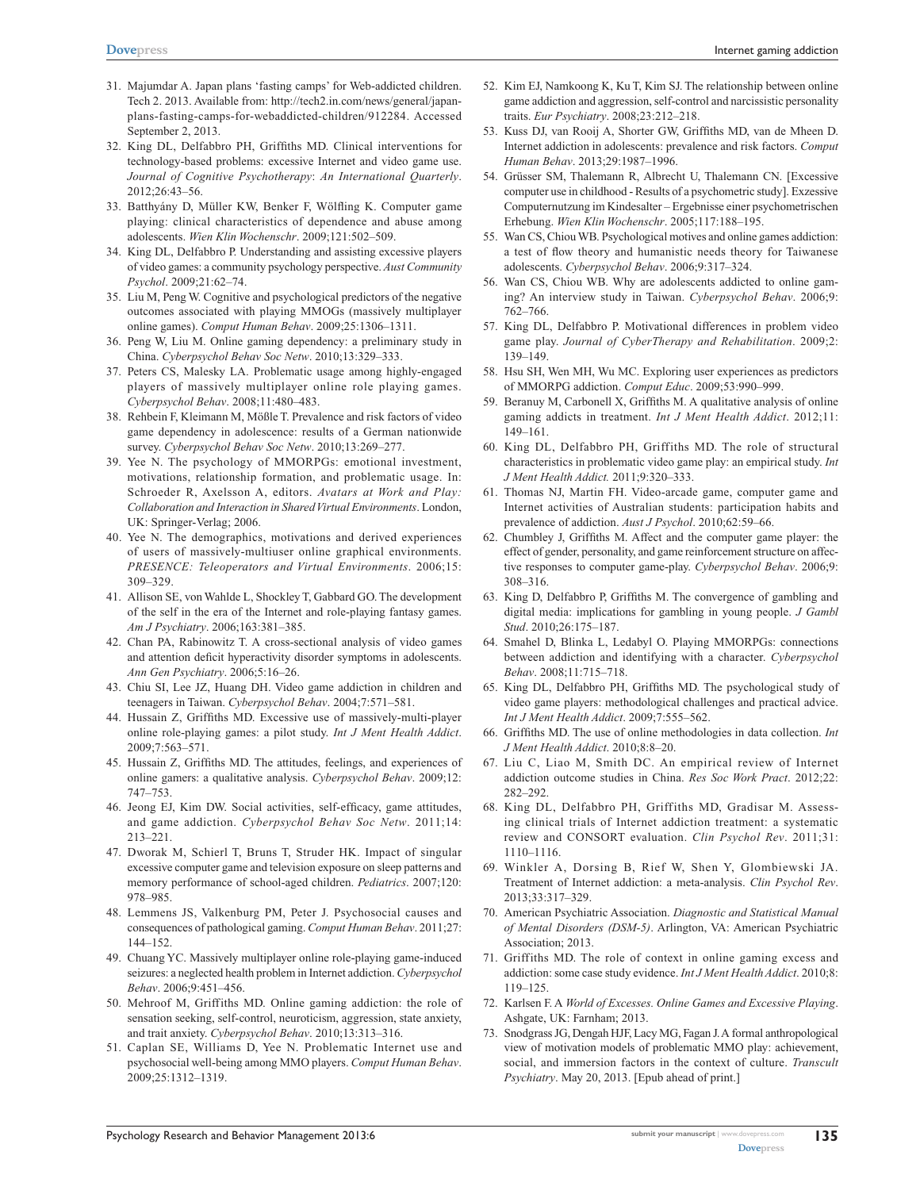31. Majumdar A. Japan plans 'fasting camps' for Web-addicted children. Tech 2. 2013. Available from: http://tech2.in.com/news/general/japan-plans-fasting-camps-for-webaddicted-children/912284. Accessed September 2, 2013.
32. King DL, Delfabbro PH, Griffiths MD. Clinical interventions for technology-based problems: excessive Internet and video game use. *Journal of Cognitive Psychotherapy: An International Quarterly*. 2012;26:43–56.
33. Batthyány D, Müller KW, Benker F, Wölfling K. Computer game playing: clinical characteristics of dependence and abuse among adolescents. *Wien Klin Wochenschr*. 2009;121:502–509.
34. King DL, Delfabbro P. Understanding and assisting excessive players of video games: a community psychology perspective. *Aust Community Psychol*. 2009;21:62–74.
35. Liu M, Peng W. Cognitive and psychological predictors of the negative outcomes associated with playing MMOGs (massively multiplayer online games). *Comput Human Behav*. 2009;25:1306–1311.
36. Peng W, Liu M. Online gaming dependency: a preliminary study in China. *Cyberpsychol Behav Soc Netw*. 2010;13:329–333.
37. Peters CS, Malesky LA. Problematic usage among highly-engaged players of massively multiplayer online role playing games. *Cyberpsychol Behav*. 2008;11:480–483.
38. Rehbein F, Kleimann M, Mößle T. Prevalence and risk factors of video game dependency in adolescence: results of a German nationwide survey. *Cyberpsychol Behav Soc Netw*. 2010;13:269–277.
39. Yee N. The psychology of MMORPGs: emotional investment, motivations, relationship formation, and problematic usage. In: Schroeder R, Axelsson A, editors. *Avatars at Work and Play: Collaboration and Interaction in Shared Virtual Environments*. London, UK: Springer-Verlag; 2006.
40. Yee N. The demographics, motivations and derived experiences of users of massively-multiuser online graphical environments. *PRESENCE: Teleoperators and Virtual Environments*. 2006;15:309–329.
41. Allison SE, von Wahlde L, Shockley T, Gabbard GO. The development of the self in the era of the Internet and role-playing fantasy games. *Am J Psychiatry*. 2006;163:381–385.
42. Chan PA, Rabinowitz T. A cross-sectional analysis of video games and attention deficit hyperactivity disorder symptoms in adolescents. *Ann Gen Psychiatry*. 2006;5:16–26.
43. Chiu SI, Lee JZ, Huang DH. Video game addiction in children and teenagers in Taiwan. *Cyberpsychol Behav*. 2004;7:571–581.
44. Hussain Z, Griffiths MD. Excessive use of massively-multi-player online role-playing games: a pilot study. *Int J Ment Health Addict*. 2009;7:563–571.
45. Hussain Z, Griffiths MD. The attitudes, feelings, and experiences of online gamers: a qualitative analysis. *Cyberpsychol Behav*. 2009;12:747–753.
46. Jeong EJ, Kim DW. Social activities, self-efficacy, game attitudes, and game addiction. *Cyberpsychol Behav Soc Netw*. 2011;14:213–221.
47. Dworak M, Schierl T, Bruns T, Struder HK. Impact of singular excessive computer game and television exposure on sleep patterns and memory performance of school-aged children. *Pediatrics*. 2007;120:978–985.
48. Lemmens JS, Valkenburg PM, Peter J. Psychosocial causes and consequences of pathological gaming. *Comput Human Behav*. 2011;27:144–152.
49. Chuang YC. Massively multiplayer online role-playing game-induced seizures: a neglected health problem in Internet addiction. *Cyberpsychol Behav*. 2006;9:451–456.
50. Mehroof M, Griffiths MD. Online gaming addiction: the role of sensation seeking, self-control, neuroticism, aggression, state anxiety, and trait anxiety. *Cyberpsychol Behav*. 2010;13:313–316.
51. Caplan SE, Williams D, Yee N. Problematic Internet use and psychosocial well-being among MMO players. *Comput Human Behav*. 2009;25:1312–1319.
52. Kim EJ, Namkoong K, Ku T, Kim SJ. The relationship between online game addiction and aggression, self-control and narcissistic personality traits. *Eur Psychiatry*. 2008;23:212–218.
53. Kuss DJ, van Rooij A, Shorter GW, Griffiths MD, van de Mheen D. Internet addiction in adolescents: prevalence and risk factors. *Comput Human Behav*. 2013;29:1987–1996.
54. Grüsser SM, Thalemann R, Albrecht U, Thalemann CN. [Excessive computer use in childhood - Results of a psychometric study]. Exzessive Computernutzung im Kindesalter – Ergebnisse einer psychometrischen Erhebung. *Wien Klin Wochenschr*. 2005;117:188–195.
55. Wan CS, Chiou WB. Psychological motives and online games addiction: a test of flow theory and humanistic needs theory for Taiwanese adolescents. *Cyberpsychol Behav*. 2006;9:317–324.
56. Wan CS, Chiou WB. Why are adolescents addicted to online gaming? An interview study in Taiwan. *Cyberpsychol Behav*. 2006;9:762–766.
57. King DL, Delfabbro P. Motivational differences in problem video game play. *Journal of CyberTherapy and Rehabilitation*. 2009;2:139–149.
58. Hsu SH, Wen MH, Wu MC. Exploring user experiences as predictors of MMORPG addiction. *Comput Educ*. 2009;53:990–999.
59. Beranuy M, Carbonell X, Griffiths M. A qualitative analysis of online gaming addicts in treatment. *Int J Ment Health Addict*. 2012;11:149–161.
60. King DL, Delfabbro PH, Griffiths MD. The role of structural characteristics in problematic video game play: an empirical study. *Int J Ment Health Addict.* 2011;9:320–333.
61. Thomas NJ, Martin FH. Video-arcade game, computer game and Internet activities of Australian students: participation habits and prevalence of addiction. *Aust J Psychol*. 2010;62:59–66.
62. Chumbley J, Griffiths M. Affect and the computer game player: the effect of gender, personality, and game reinforcement structure on affective responses to computer game-play. *Cyberpsychol Behav*. 2006;9:308–316.
63. King D, Delfabbro P, Griffiths M. The convergence of gambling and digital media: implications for gambling in young people. *J Gambl Stud*. 2010;26:175–187.
64. Smahel D, Blinka L, Ledabyl O. Playing MMORPGs: connections between addiction and identifying with a character. *Cyberpsychol Behav*. 2008;11:715–718.
65. King DL, Delfabbro PH, Griffiths MD. The psychological study of video game players: methodological challenges and practical advice. *Int J Ment Health Addict*. 2009;7:555–562.
66. Griffiths MD. The use of online methodologies in data collection. *Int J Ment Health Addict*. 2010;8:8–20.
67. Liu C, Liao M, Smith DC. An empirical review of Internet addiction outcome studies in China. *Res Soc Work Pract*. 2012;22:282–292.
68. King DL, Delfabbro PH, Griffiths MD, Gradisar M. Assessing clinical trials of Internet addiction treatment: a systematic review and CONSORT evaluation. *Clin Psychol Rev*. 2011;31:1110–1116.
69. Winkler A, Dorsing B, Rief W, Shen Y, Glombiewski JA. Treatment of Internet addiction: a meta-analysis. *Clin Psychol Rev*. 2013;33:317–329.
70. American Psychiatric Association. *Diagnostic and Statistical Manual of Mental Disorders (DSM-5)*. Arlington, VA: American Psychiatric Association; 2013.
71. Griffiths MD. The role of context in online gaming excess and addiction: some case study evidence. *Int J Ment Health Addict*. 2010;8:119–125.
72. Karlsen F. A *World of Excesses. Online Games and Excessive Playing*. Ashgate, UK: Farnham; 2013.
73. Snodgrass JG, Dengah HJF, Lacy MG, Fagan J. A formal anthropological view of motivation models of problematic MMO play: achievement, social, and immersion factors in the context of culture. *Transcult Psychiatry*. May 20, 2013. [Epub ahead of print.]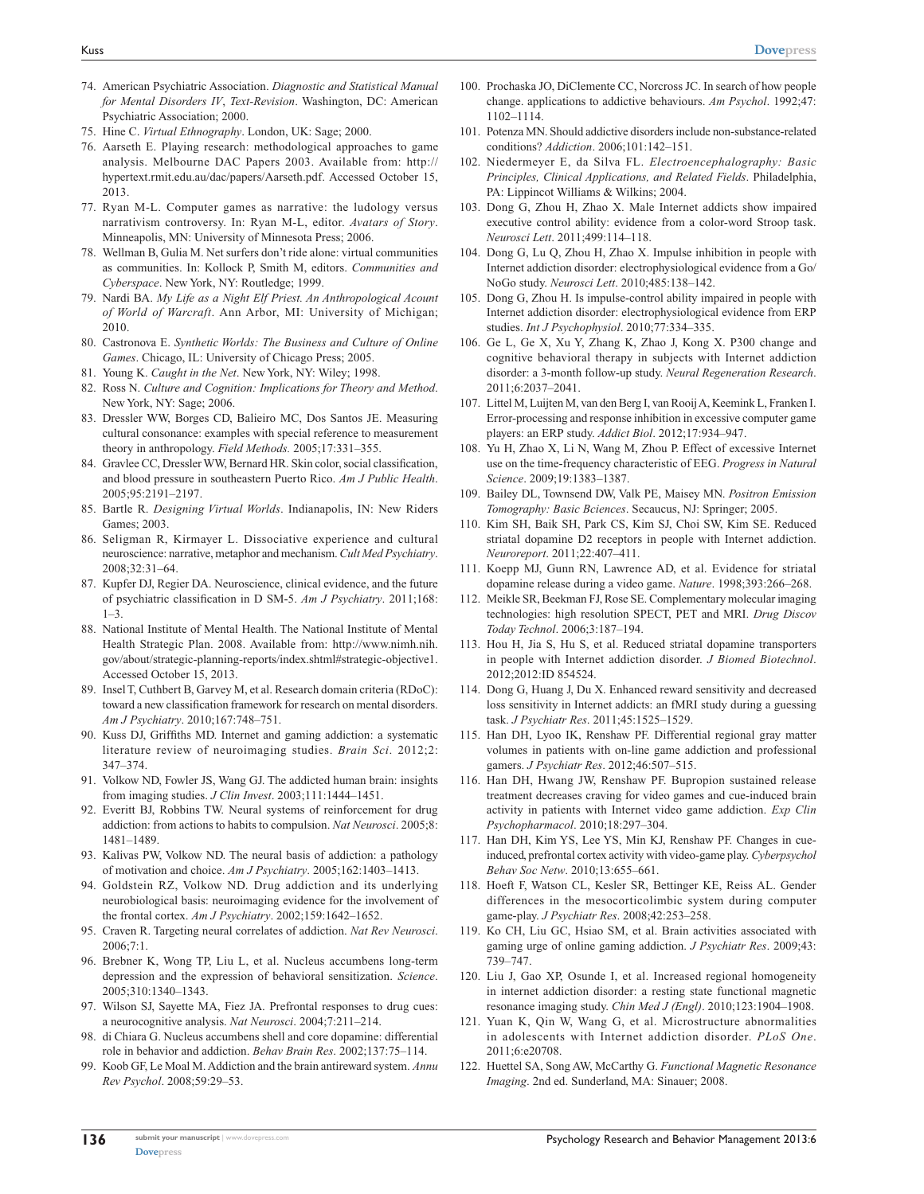74. American Psychiatric Association. *Diagnostic and Statistical Manual for Mental Disorders IV, Text-Revision*. Washington, DC: American Psychiatric Association; 2000.
75. Hine C. *Virtual Ethnography*. London, UK: Sage; 2000.
76. Aarseth E. Playing research: methodological approaches to game analysis. Melbourne DAC Papers 2003. Available from: http://hypertext.rmit.edu.au/dac/papers/Aarseth.pdf. Accessed October 15, 2013.
77. Ryan M-L. Computer games as narrative: the ludology versus narrativism controversy. In: Ryan M-L, editor. *Avatars of Story*. Minneapolis, MN: University of Minnesota Press; 2006.
78. Wellman B, Gulia M. Net surfers don't ride alone: virtual communities as communities. In: Kollock P, Smith M, editors. *Communities and Cyberspace*. New York, NY: Routledge; 1999.
79. Nardi BA. *My Life as a Night Elf Priest. An Anthropological Acount of World of Warcraft*. Ann Arbor, MI: University of Michigan; 2010.
80. Castronova E. *Synthetic Worlds: The Business and Culture of Online Games*. Chicago, IL: University of Chicago Press; 2005.
81. Young K. *Caught in the Net*. New York, NY: Wiley; 1998.
82. Ross N. *Culture and Cognition: Implications for Theory and Method*. New York, NY: Sage; 2006.
83. Dressler WW, Borges CD, Balieiro MC, Dos Santos JE. Measuring cultural consonance: examples with special reference to measurement theory in anthropology. *Field Methods.* 2005;17:331–355.
84. Gravlee CC, Dressler WW, Bernard HR. Skin color, social classification, and blood pressure in southeastern Puerto Rico. *Am J Public Health*. 2005;95:2191–2197.
85. Bartle R. *Designing Virtual Worlds*. Indianapolis, IN: New Riders Games; 2003.
86. Seligman R, Kirmayer L. Dissociative experience and cultural neuroscience: narrative, metaphor and mechanism. *Cult Med Psychiatry*. 2008;32:31–64.
87. Kupfer DJ, Regier DA. Neuroscience, clinical evidence, and the future of psychiatric classification in D SM-5. *Am J Psychiatry*. 2011;168:1–3.
88. National Institute of Mental Health. The National Institute of Mental Health Strategic Plan. 2008. Available from: http://www.nimh.nih.gov/about/strategic-planning-reports/index.shtml#strategic-objective1. Accessed October 15, 2013.
89. Insel T, Cuthbert B, Garvey M, et al. Research domain criteria (RDoC): toward a new classification framework for research on mental disorders. *Am J Psychiatry*. 2010;167:748–751.
90. Kuss DJ, Griffiths MD. Internet and gaming addiction: a systematic literature review of neuroimaging studies. *Brain Sci*. 2012;2:347–374.
91. Volkow ND, Fowler JS, Wang GJ. The addicted human brain: insights from imaging studies. *J Clin Invest*. 2003;111:1444–1451.
92. Everitt BJ, Robbins TW. Neural systems of reinforcement for drug addiction: from actions to habits to compulsion. *Nat Neurosci*. 2005;8:1481–1489.
93. Kalivas PW, Volkow ND. The neural basis of addiction: a pathology of motivation and choice. *Am J Psychiatry*. 2005;162:1403–1413.
94. Goldstein RZ, Volkow ND. Drug addiction and its underlying neurobiological basis: neuroimaging evidence for the involvement of the frontal cortex. *Am J Psychiatry*. 2002;159:1642–1652.
95. Craven R. Targeting neural correlates of addiction. *Nat Rev Neurosci*. 2006;7:1.
96. Brebner K, Wong TP, Liu L, et al. Nucleus accumbens long-term depression and the expression of behavioral sensitization. *Science*. 2005;310:1340–1343.
97. Wilson SJ, Sayette MA, Fiez JA. Prefrontal responses to drug cues: a neurocognitive analysis. *Nat Neurosci*. 2004;7:211–214.
98. di Chiara G. Nucleus accumbens shell and core dopamine: differential role in behavior and addiction. *Behav Brain Res*. 2002;137:75–114.
99. Koob GF, Le Moal M. Addiction and the brain antireward system. *Annu Rev Psychol*. 2008;59:29–53.
100. Prochaska JO, DiClemente CC, Norcross JC. In search of how people change. applications to addictive behaviours. *Am Psychol*. 1992;47:1102–1114.
101. Potenza MN. Should addictive disorders include non-substance-related conditions? *Addiction*. 2006;101:142–151.
102. Niedermeyer E, da Silva FL. *Electroencephalography: Basic Principles, Clinical Applications, and Related Fields*. Philadelphia, PA: Lippincot Williams & Wilkins; 2004.
103. Dong G, Zhou H, Zhao X. Male Internet addicts show impaired executive control ability: evidence from a color-word Stroop task. *Neurosci Lett*. 2011;499:114–118.
104. Dong G, Lu Q, Zhou H, Zhao X. Impulse inhibition in people with Internet addiction disorder: electrophysiological evidence from a Go/NoGo study. *Neurosci Lett*. 2010;485:138–142.
105. Dong G, Zhou H. Is impulse-control ability impaired in people with Internet addiction disorder: electrophysiological evidence from ERP studies. *Int J Psychophysiol*. 2010;77:334–335.
106. Ge L, Ge X, Xu Y, Zhang K, Zhao J, Kong X. P300 change and cognitive behavioral therapy in subjects with Internet addiction disorder: a 3-month follow-up study. *Neural Regeneration Research*. 2011;6:2037–2041.
107. Littel M, Luijten M, van den Berg I, van Rooij A, Keemink L, Franken I. Error-processing and response inhibition in excessive computer game players: an ERP study. *Addict Biol*. 2012;17:934–947.
108. Yu H, Zhao X, Li N, Wang M, Zhou P. Effect of excessive Internet use on the time-frequency characteristic of EEG. *Progress in Natural Science*. 2009;19:1383–1387.
109. Bailey DL, Townsend DW, Valk PE, Maisey MN. *Positron Emission Tomography: Basic Bciences*. Secaucus, NJ: Springer; 2005.
110. Kim SH, Baik SH, Park CS, Kim SJ, Choi SW, Kim SE. Reduced striatal dopamine D2 receptors in people with Internet addiction. *Neuroreport*. 2011;22:407–411.
111. Koepp MJ, Gunn RN, Lawrence AD, et al. Evidence for striatal dopamine release during a video game. *Nature*. 1998;393:266–268.
112. Meikle SR, Beekman FJ, Rose SE. Complementary molecular imaging technologies: high resolution SPECT, PET and MRI. *Drug Discov Today Technol*. 2006;3:187–194.
113. Hou H, Jia S, Hu S, et al. Reduced striatal dopamine transporters in people with Internet addiction disorder. *J Biomed Biotechnol*. 2012;2012:ID 854524.
114. Dong G, Huang J, Du X. Enhanced reward sensitivity and decreased loss sensitivity in Internet addicts: an fMRI study during a guessing task. *J Psychiatr Res*. 2011;45:1525–1529.
115. Han DH, Lyoo IK, Renshaw PF. Differential regional gray matter volumes in patients with on-line game addiction and professional gamers. *J Psychiatr Res*. 2012;46:507–515.
116. Han DH, Hwang JW, Renshaw PF. Bupropion sustained release treatment decreases craving for video games and cue-induced brain activity in patients with Internet video game addiction. *Exp Clin Psychopharmacol*. 2010;18:297–304.
117. Han DH, Kim YS, Lee YS, Min KJ, Renshaw PF. Changes in cue-induced, prefrontal cortex activity with video-game play. *Cyberpsychol Behav Soc Netw*. 2010;13:655–661.
118. Hoeft F, Watson CL, Kesler SR, Bettinger KE, Reiss AL. Gender differences in the mesocorticolimbic system during computer game-play. *J Psychiatr Res*. 2008;42:253–258.
119. Ko CH, Liu GC, Hsiao SM, et al. Brain activities associated with gaming urge of online gaming addiction. *J Psychiatr Res*. 2009;43:739–747.
120. Liu J, Gao XP, Osunde I, et al. Increased regional homogeneity in internet addiction disorder: a resting state functional magnetic resonance imaging study. *Chin Med J (Engl)*. 2010;123:1904–1908.
121. Yuan K, Qin W, Wang G, et al. Microstructure abnormalities in adolescents with Internet addiction disorder. *PLoS One*. 2011;6:e20708.
122. Huettel SA, Song AW, McCarthy G. *Functional Magnetic Resonance Imaging*. 2nd ed. Sunderland, MA: Sinauer; 2008.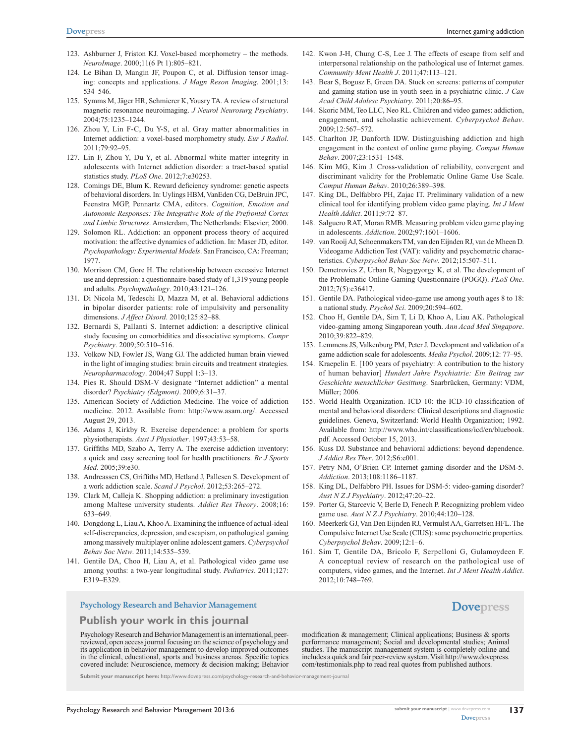123. Ashburner J, Friston KJ. Voxel-based morphometry – the methods. *NeuroImage*. 2000;11(6 Pt 1):805–821.
124. Le Bihan D, Mangin JF, Poupon C, et al. Diffusion tensor imaging: concepts and applications. *J Magn Reson Imaging*. 2001;13:534–546.
125. Symms M, Jäger HR, Schmierer K, Yousry TA. A review of structural magnetic resonance neuroimaging. *J Neurol Neurosurg Psychiatry*. 2004;75:1235–1244.
126. Zhou Y, Lin F-C, Du Y-S, et al. Gray matter abnormalities in Internet addiction: a voxel-based morphometry study. *Eur J Radiol*. 2011;79:92–95.
127. Lin F, Zhou Y, Du Y, et al. Abnormal white matter integrity in adolescents with Internet addiction disorder: a tract-based spatial statistics study. *PLoS One*. 2012;7:e30253.
128. Comings DE, Blum K. Reward deficiency syndrome: genetic aspects of behavioral disorders. In: Uylings HBM, VanEden CG, DeBruin JPC, Feenstra MGP, Pennartz CMA, editors. *Cognition, Emotion and Autonomic Responses: The Integrative Role of the Prefrontal Cortex and Limbic Structures*. Amsterdam, The Netherlands: Elsevier; 2000.
129. Solomon RL. Addiction: an opponent process theory of acquired motivation: the affective dynamics of addiction. In: Maser JD, editor. *Psychopathology: Experimental Models*. San Francisco, CA: Freeman; 1977.
130. Morrison CM, Gore H. The relationship between excessive Internet use and depression: a questionnaire-based study of 1,319 young people and adults. *Psychopathology*. 2010;43:121–126.
131. Di Nicola M, Tedeschi D, Mazza M, et al. Behavioral addictions in bipolar disorder patients: role of impulsivity and personality dimensions. *J Affect Disord*. 2010;125:82–88.
132. Bernardi S, Pallanti S. Internet addiction: a descriptive clinical study focusing on comorbidities and dissociative symptoms. *Compr Psychiatry*. 2009;50:510–516.
133. Volkow ND, Fowler JS, Wang GJ. The addicted human brain viewed in the light of imaging studies: brain circuits and treatment strategies. *Neuropharmacology*. 2004;47 Suppl 1:3–13.
134. Pies R. Should DSM-V designate "Internet addiction" a mental disorder? *Psychiatry (Edgmont)*. 2009;6:31–37.
135. American Society of Addiction Medicine. The voice of addiction medicine. 2012. Available from: http://www.asam.org/. Accessed August 29, 2013.
136. Adams J, Kirkby R. Exercise dependence: a problem for sports physiotherapists. *Aust J Physiother*. 1997;43:53–58.
137. Griffiths MD, Szabo A, Terry A. The exercise addiction inventory: a quick and easy screening tool for health practitioners. *Br J Sports Med*. 2005;39:e30.
138. Andreassen CS, Griffiths MD, Hetland J, Pallesen S. Development of a work addiction scale. *Scand J Psychol*. 2012;53:265–272.
139. Clark M, Calleja K. Shopping addiction: a preliminary investigation among Maltese university students. *Addict Res Theory*. 2008;16:633–649.
140. Dongdong L, Liau A, Khoo A. Examining the influence of actual-ideal self-discrepancies, depression, and escapism, on pathological gaming among massively multiplayer online adolescent gamers. *Cyberpsychol Behav Soc Netw*. 2011;14:535–539.
141. Gentile DA, Choo H, Liau A, et al. Pathological video game use among youths: a two-year longitudinal study. *Pediatrics*. 2011;127:E319–E329.
142. Kwon J-H, Chung C-S, Lee J. The effects of escape from self and interpersonal relationship on the pathological use of Internet games. *Community Ment Health J*. 2011;47:113–121.
143. Bear S, Bogusz E, Green DA. Stuck on screens: patterns of computer and gaming station use in youth seen in a psychiatric clinic. *J Can Acad Child Adolesc Psychiatry*. 2011;20:86–95.
144. Skoric MM, Teo LLC, Neo RL. Children and video games: addiction, engagement, and scholastic achievement. *Cyberpsychol Behav*. 2009;12:567–572.
145. Charlton JP, Danforth IDW. Distinguishing addiction and high engagement in the context of online game playing. *Comput Human Behav*. 2007;23:1531–1548.
146. Kim MG, Kim J. Cross-validation of reliability, convergent and discriminant validity for the Problematic Online Game Use Scale. *Comput Human Behav*. 2010;26:389–398.
147. King DL, Delfabbro PH, Zajac IT. Preliminary validation of a new clinical tool for identifying problem video game playing. *Int J Ment Health Addict*. 2011;9:72–87.
148. Salguero RAT, Moran RMB. Measuring problem video game playing in adolescents. *Addiction*. 2002;97:1601–1606.
149. van Rooij AJ, Schoenmakers TM, van den Eijnden RJ, van de Mheen D. Videogame Addiction Test (VAT): validity and psychometric characteristics. *Cyberpsychol Behav Soc Netw*. 2012;15:507–511.
150. Demetrovics Z, Urban R, Nagygyorgy K, et al. The development of the Problematic Online Gaming Questionnaire (POGQ). *PLoS One*. 2012;7(5):e36417.
151. Gentile DA. Pathological video-game use among youth ages 8 to 18: a national study. *Psychol Sci*. 2009;20:594–602.
152. Choo H, Gentile DA, Sim T, Li D, Khoo A, Liau AK. Pathological video-gaming among Singaporean youth. *Ann Acad Med Singapore*. 2010;39:822–829.
153. Lemmens JS, Valkenburg PM, Peter J. Development and validation of a game addiction scale for adolescents. *Media Psychol*. 2009;12: 77–95.
154. Kraepelin E. [100 years of psychiatry: A contribution to the history of human behavior] *Hundert Jahre Psychiatrie: Ein Beitrag zur Geschichte menschlicher Gesittung*. Saarbrücken, Germany: VDM, Müller; 2006.
155. World Health Organization. ICD 10: the ICD-10 classification of mental and behavioral disorders: Clinical descriptions and diagnostic guidelines. Geneva, Switzerland: World Health Organization; 1992. Available from: http://www.who.int/classifications/icd/en/bluebook.pdf. Accessed October 15, 2013.
156. Kuss DJ. Substance and behavioral addictions: beyond dependence. *J Addict Res Ther*. 2012;S6:e001.
157. Petry NM, O'Brien CP. Internet gaming disorder and the DSM-5. *Addiction*. 2013;108:1186–1187.
158. King DL, Delfabbro PH. Issues for DSM-5: video-gaming disorder? *Aust N Z J Psychiatry*. 2012;47:20–22.
159. Porter G, Starcevic V, Berle D, Fenech P. Recognizing problem video game use. *Aust N Z J Psychiatry*. 2010;44:120–128.
160. Meerkerk GJ, Van Den Eijnden RJ, Vermulst AA, Garretsen HFL. The Compulsive Internet Use Scale (CIUS): some psychometric properties. *Cyberpsychol Behav*. 2009;12:1–6.
161. Sim T, Gentile DA, Bricolo F, Serpelloni G, Gulamoydeen F. A conceptual review of research on the pathological use of computers, video games, and the Internet. *Int J Ment Health Addict*. 2012;10:748–769.

**Psychology Research and Behavior Management**

**Dovepress**

## Publish your work in this journal

Psychology Research and Behavior Management is an international, peer-reviewed, open access journal focusing on the science of psychology and its application in behavior management to develop improved outcomes in the clinical, educational, sports and business arenas. Specific topics covered include: Neuroscience, memory & decision making; Behavior modification & management; Clinical applications; Business & sports performance management; Social and developmental studies; Animal studies. The manuscript management system is completely online and includes a quick and fair peer-review system. Visit http://www.dovepress.com/testimonials.php to read real quotes from published authors.

**Submit your manuscript here:** http://www.dovepress.com/psychology-research-and-behavior-management-journal